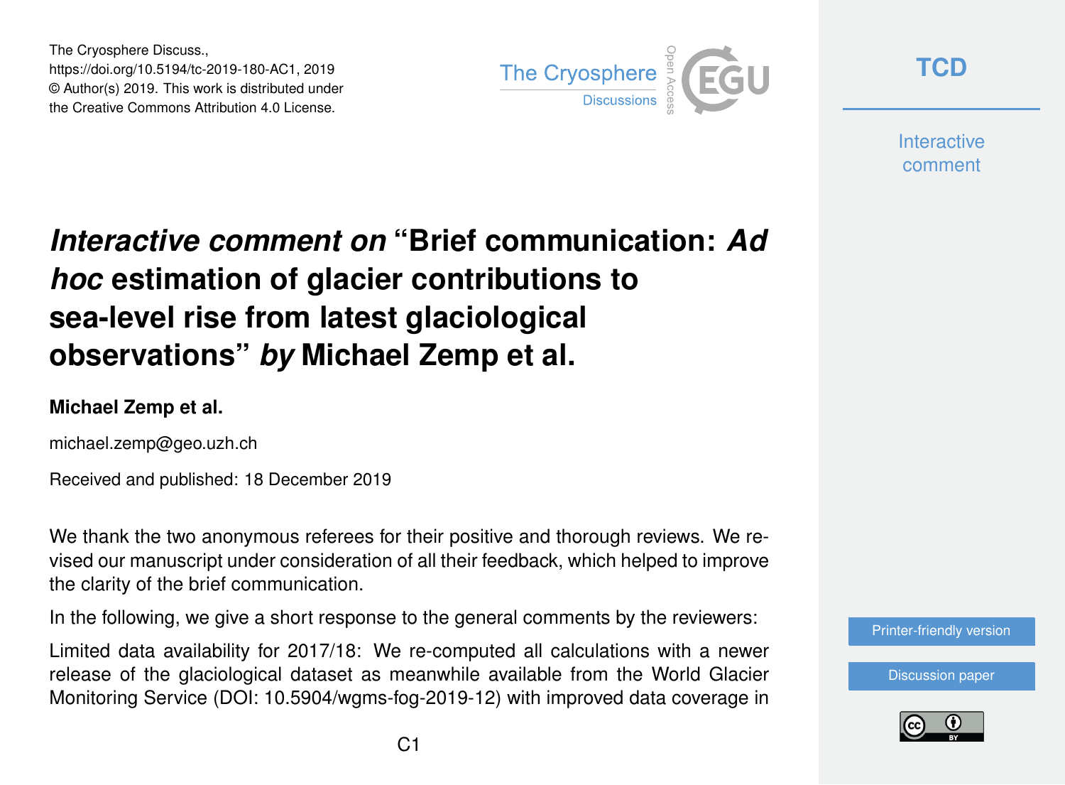The Cryosphere Discuss.,
https://doi.org/10.5194/tc-2019-180-AC1, 2019
© Author(s) 2019. This work is distributed under
the Creative Commons Attribution 4.0 License.

# *Interactive comment on* "Brief communication: *Ad hoc* estimation of glacier contributions to sea-level rise from latest glaciological observations" *by* Michael Zemp et al.

**Michael Zemp et al.**

michael.zemp@geo.uzh.ch

Received and published: 18 December 2019

We thank the two anonymous referees for their positive and thorough reviews. We revised our manuscript under consideration of all their feedback, which helped to improve the clarity of the brief communication.

In the following, we give a short response to the general comments by the reviewers:

Limited data availability for 2017/18: We re-computed all calculations with a newer release of the glaciological dataset as meanwhile available from the World Glacier Monitoring Service (DOI: 10.5904/wgms-fog-2019-12) with improved data coverage in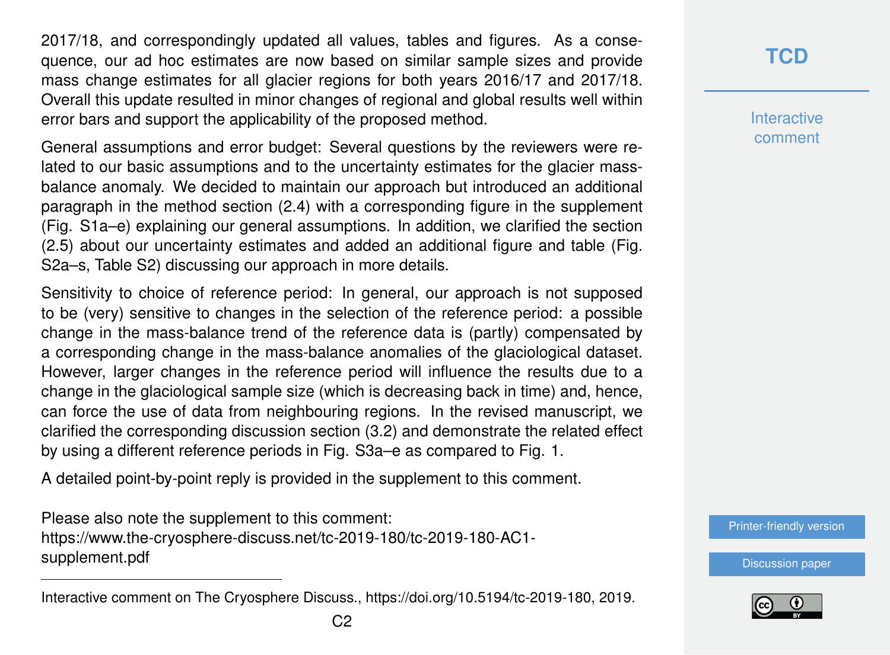2017/18, and correspondingly updated all values, tables and figures. As a consequence, our ad hoc estimates are now based on similar sample sizes and provide mass change estimates for all glacier regions for both years 2016/17 and 2017/18. Overall this update resulted in minor changes of regional and global results well within error bars and support the applicability of the proposed method.

General assumptions and error budget: Several questions by the reviewers were related to our basic assumptions and to the uncertainty estimates for the glacier mass-balance anomaly. We decided to maintain our approach but introduced an additional paragraph in the method section (2.4) with a corresponding figure in the supplement (Fig. S1a–e) explaining our general assumptions. In addition, we clarified the section (2.5) about our uncertainty estimates and added an additional figure and table (Fig. S2a–s, Table S2) discussing our approach in more details.

Sensitivity to choice of reference period: In general, our approach is not supposed to be (very) sensitive to changes in the selection of the reference period: a possible change in the mass-balance trend of the reference data is (partly) compensated by a corresponding change in the mass-balance anomalies of the glaciological dataset. However, larger changes in the reference period will influence the results due to a change in the glaciological sample size (which is decreasing back in time) and, hence, can force the use of data from neighbouring regions. In the revised manuscript, we clarified the corresponding discussion section (3.2) and demonstrate the related effect by using a different reference periods in Fig. S3a–e as compared to Fig. 1.

A detailed point-by-point reply is provided in the supplement to this comment.

Please also note the supplement to this comment:
https://www.the-cryosphere-discuss.net/tc-2019-180/tc-2019-180-AC1-supplement.pdf

---

Interactive comment on The Cryosphere Discuss., https://doi.org/10.5194/tc-2019-180, 2019.